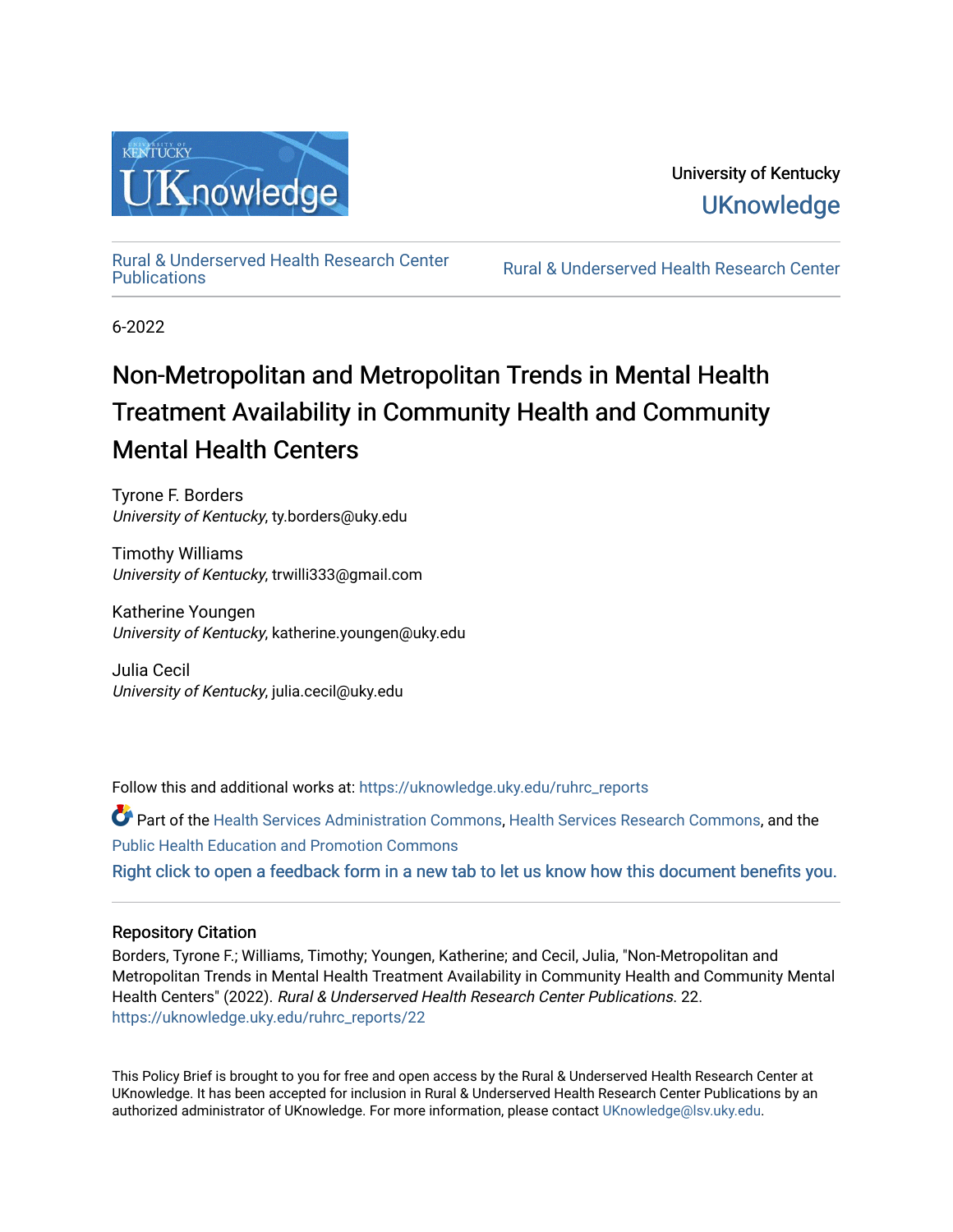University of Kentucky

UKnowledge

Rural & Underserved Health Research Center Publications

Rural & Underserved Health Research Center

6-2022

# Non-Metropolitan and Metropolitan Trends in Mental Health Treatment Availability in Community Health and Community Mental Health Centers

Tyrone F. Borders
*University of Kentucky*, ty.borders@uky.edu

Timothy Williams
*University of Kentucky*, trwilli333@gmail.com

Katherine Youngen
*University of Kentucky*, katherine.youngen@uky.edu

Julia Cecil
*University of Kentucky*, julia.cecil@uky.edu

Follow this and additional works at: https://uknowledge.uky.edu/ruhrc_reports

Part of the Health Services Administration Commons, Health Services Research Commons, and the Public Health Education and Promotion Commons

Right click to open a feedback form in a new tab to let us know how this document benefits you.

## Repository Citation

Borders, Tyrone F.; Williams, Timothy; Youngen, Katherine; and Cecil, Julia, "Non-Metropolitan and Metropolitan Trends in Mental Health Treatment Availability in Community Health and Community Mental Health Centers" (2022). *Rural & Underserved Health Research Center Publications*. 22.
https://uknowledge.uky.edu/ruhrc_reports/22

This Policy Brief is brought to you for free and open access by the Rural & Underserved Health Research Center at UKnowledge. It has been accepted for inclusion in Rural & Underserved Health Research Center Publications by an authorized administrator of UKnowledge. For more information, please contact UKnowledge@lsv.uky.edu.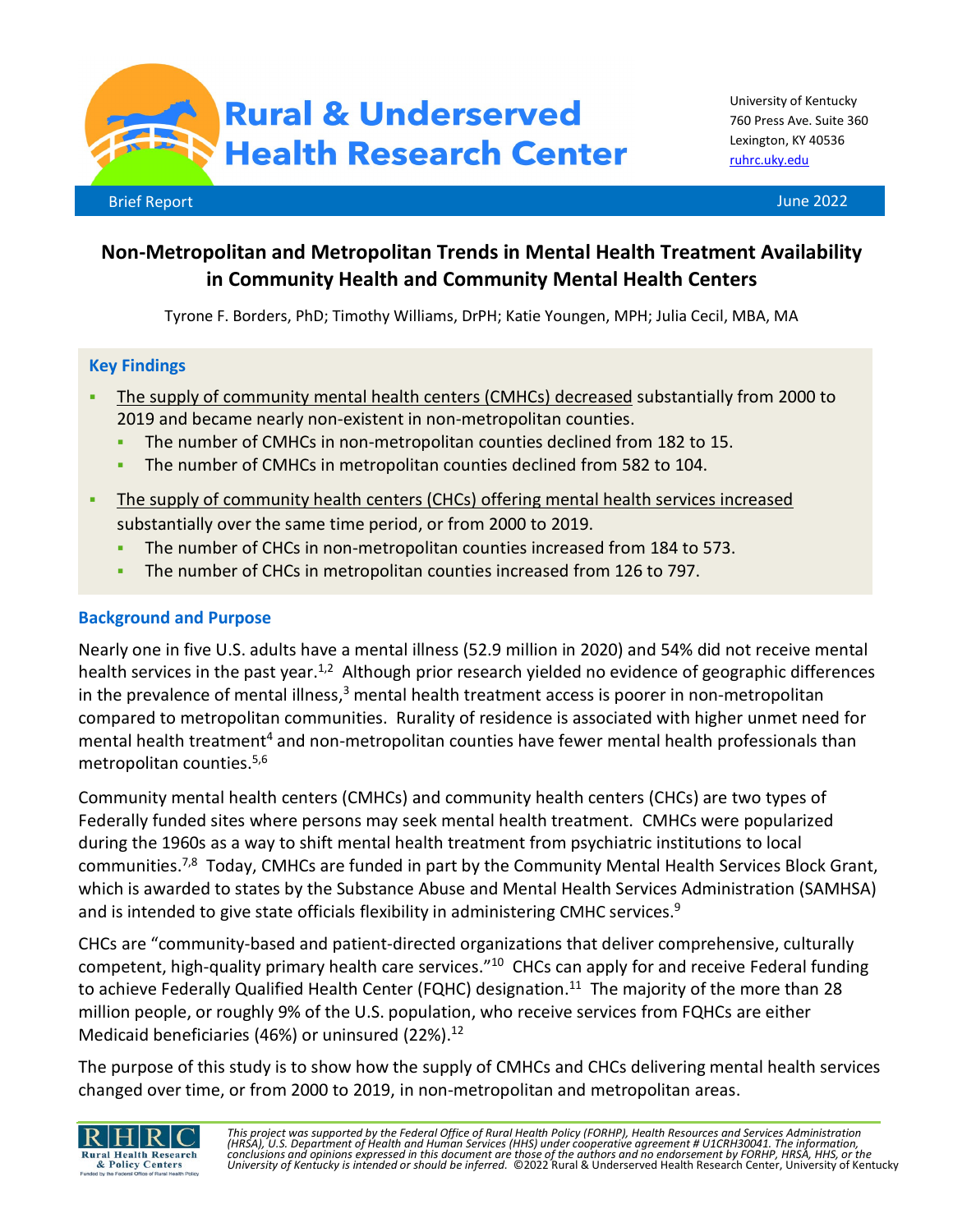# Rural & Underserved Health Research Center

University of Kentucky
760 Press Ave. Suite 360
Lexington, KY 40536
ruhrc.uky.edu

Brief Report — June 2022

## Non-Metropolitan and Metropolitan Trends in Mental Health Treatment Availability in Community Health and Community Mental Health Centers

Tyrone F. Borders, PhD; Timothy Williams, DrPH; Katie Youngen, MPH; Julia Cecil, MBA, MA

### Key Findings

- The supply of community mental health centers (CMHCs) decreased substantially from 2000 to 2019 and became nearly non-existent in non-metropolitan counties.
  - The number of CMHCs in non-metropolitan counties declined from 182 to 15.
  - The number of CMHCs in metropolitan counties declined from 582 to 104.
- The supply of community health centers (CHCs) offering mental health services increased substantially over the same time period, or from 2000 to 2019.
  - The number of CHCs in non-metropolitan counties increased from 184 to 573.
  - The number of CHCs in metropolitan counties increased from 126 to 797.

### Background and Purpose

Nearly one in five U.S. adults have a mental illness (52.9 million in 2020) and 54% did not receive mental health services in the past year.[1,2] Although prior research yielded no evidence of geographic differences in the prevalence of mental illness,[3] mental health treatment access is poorer in non-metropolitan compared to metropolitan communities. Rurality of residence is associated with higher unmet need for mental health treatment[4] and non-metropolitan counties have fewer mental health professionals than metropolitan counties.[5,6]

Community mental health centers (CMHCs) and community health centers (CHCs) are two types of Federally funded sites where persons may seek mental health treatment. CMHCs were popularized during the 1960s as a way to shift mental health treatment from psychiatric institutions to local communities.[7,8] Today, CMHCs are funded in part by the Community Mental Health Services Block Grant, which is awarded to states by the Substance Abuse and Mental Health Services Administration (SAMHSA) and is intended to give state officials flexibility in administering CMHC services.[9]

CHCs are "community-based and patient-directed organizations that deliver comprehensive, culturally competent, high-quality primary health care services."[10] CHCs can apply for and receive Federal funding to achieve Federally Qualified Health Center (FQHC) designation.[11] The majority of the more than 28 million people, or roughly 9% of the U.S. population, who receive services from FQHCs are either Medicaid beneficiaries (46%) or uninsured (22%).[12]

The purpose of this study is to show how the supply of CMHCs and CHCs delivering mental health services changed over time, or from 2000 to 2019, in non-metropolitan and metropolitan areas.

*This project was supported by the Federal Office of Rural Health Policy (FORHP), Health Resources and Services Administration (HRSA), U.S. Department of Health and Human Services (HHS) under cooperative agreement # U1CRH30041. The information, conclusions and opinions expressed in this document are those of the authors and no endorsement by FORHP, HRSA, HHS, or the University of Kentucky is intended or should be inferred.* ©2022 Rural & Underserved Health Research Center, University of Kentucky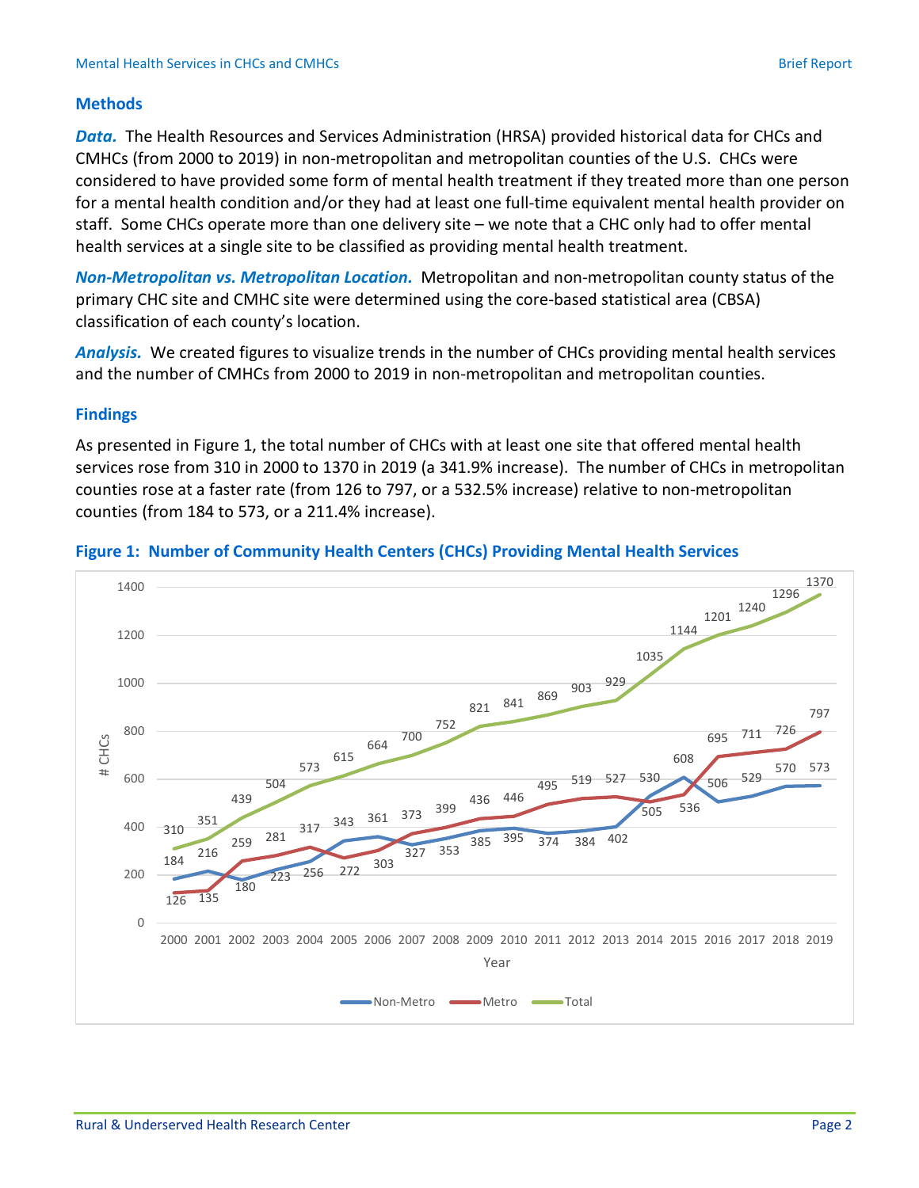## Methods

***Data.*** The Health Resources and Services Administration (HRSA) provided historical data for CHCs and CMHCs (from 2000 to 2019) in non-metropolitan and metropolitan counties of the U.S. CHCs were considered to have provided some form of mental health treatment if they treated more than one person for a mental health condition and/or they had at least one full-time equivalent mental health provider on staff. Some CHCs operate more than one delivery site – we note that a CHC only had to offer mental health services at a single site to be classified as providing mental health treatment.

***Non-Metropolitan vs. Metropolitan Location.*** Metropolitan and non-metropolitan county status of the primary CHC site and CMHC site were determined using the core-based statistical area (CBSA) classification of each county's location.

***Analysis.*** We created figures to visualize trends in the number of CHCs providing mental health services and the number of CMHCs from 2000 to 2019 in non-metropolitan and metropolitan counties.

## Findings

As presented in Figure 1, the total number of CHCs with at least one site that offered mental health services rose from 310 in 2000 to 1370 in 2019 (a 341.9% increase). The number of CHCs in metropolitan counties rose at a faster rate (from 126 to 797, or a 532.5% increase) relative to non-metropolitan counties (from 184 to 573, or a 211.4% increase).

**Figure 1: Number of Community Health Centers (CHCs) Providing Mental Health Services**

| Year | Non-Metro | Metro | Total |
|---|---|---|---|
| 2000 | 184 | 126 | 310 |
| 2001 | 216 | 135 | 351 |
| 2002 | 180 | 259 | 439 |
| 2003 | 223 | 281 | 504 |
| 2004 | 256 | 317 | 573 |
| 2005 | 343 | 272 | 615 |
| 2006 | 361 | 303 | 664 |
| 2007 | 327 | 373 | 700 |
| 2008 | 353 | 399 | 752 |
| 2009 | 385 | 436 | 821 |
| 2010 | 395 | 446 | 841 |
| 2011 | 374 | 495 | 869 |
| 2012 | 384 | 519 | 903 |
| 2013 | 402 | 527 | 929 |
| 2014 | 530 | 505 | 1035 |
| 2015 | 608 | 536 | 1144 |
| 2016 | 506 | 695 | 1201 |
| 2017 | 529 | 711 | 1240 |
| 2018 | 570 | 726 | 1296 |
| 2019 | 573 | 797 | 1370 |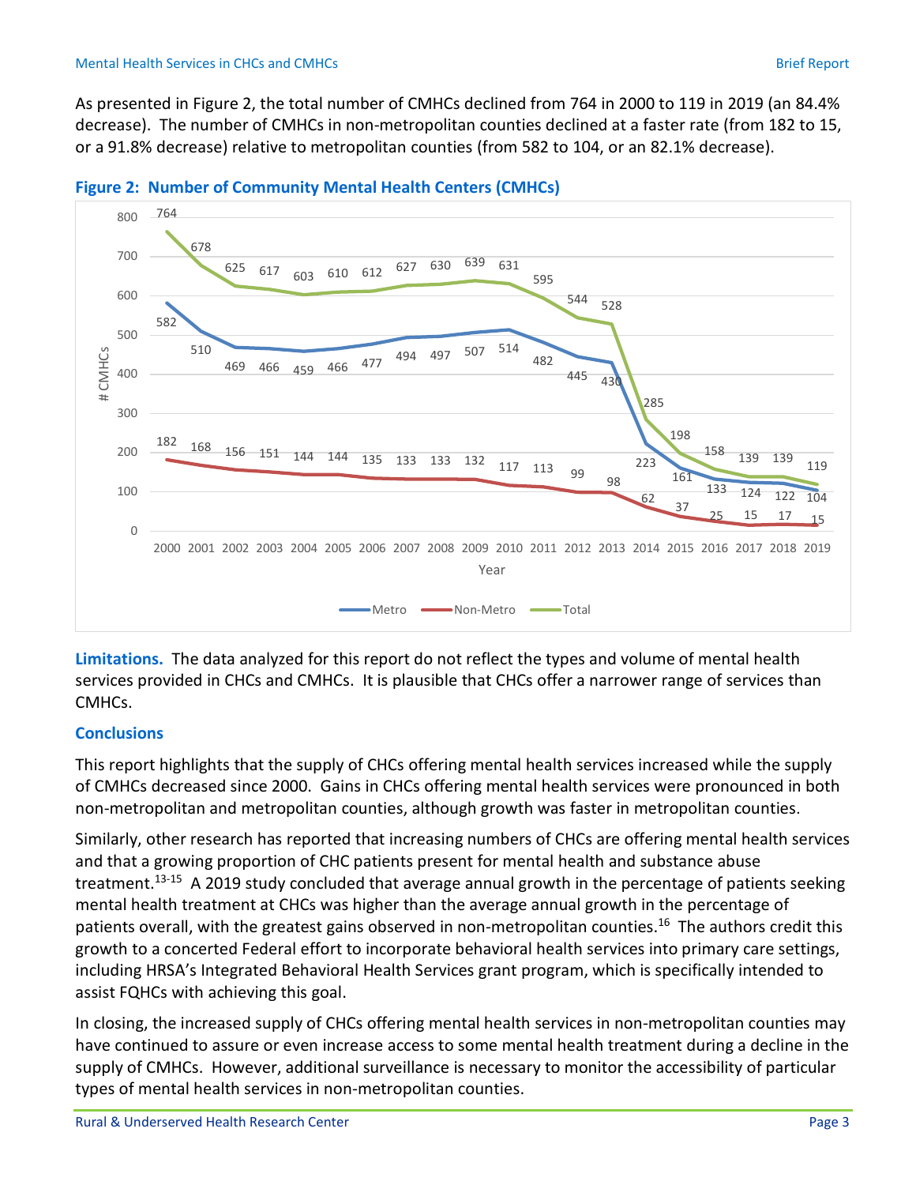As presented in Figure 2, the total number of CMHCs declined from 764 in 2000 to 119 in 2019 (an 84.4% decrease). The number of CMHCs in non-metropolitan counties declined at a faster rate (from 182 to 15, or a 91.8% decrease) relative to metropolitan counties (from 582 to 104, or an 82.1% decrease).

**Figure 2: Number of Community Mental Health Centers (CMHCs)**

| Year | Metro | Non-Metro | Total |
|---|---|---|---|
| 2000 | 582 | 182 | 764 |
| 2001 | 510 | 168 | 678 |
| 2002 | 469 | 156 | 625 |
| 2003 | 466 | 151 | 617 |
| 2004 | 459 | 144 | 603 |
| 2005 | 466 | 144 | 610 |
| 2006 | 477 | 135 | 612 |
| 2007 | 494 | 133 | 627 |
| 2008 | 497 | 133 | 630 |
| 2009 | 507 | 132 | 639 |
| 2010 | 514 | 117 | 631 |
| 2011 | 482 | 113 | 595 |
| 2012 | 445 | 99 | 544 |
| 2013 | 430 | 98 | 528 |
| 2014 | 223 | 62 | 285 |
| 2015 | 161 | 37 | 198 |
| 2016 | 133 | 25 | 158 |
| 2017 | 124 | 15 | 139 |
| 2018 | 122 | 17 | 139 |
| 2019 | 104 | 15 | 119 |

**Limitations.** The data analyzed for this report do not reflect the types and volume of mental health services provided in CHCs and CMHCs. It is plausible that CHCs offer a narrower range of services than CMHCs.

## Conclusions

This report highlights that the supply of CHCs offering mental health services increased while the supply of CMHCs decreased since 2000. Gains in CHCs offering mental health services were pronounced in both non-metropolitan and metropolitan counties, although growth was faster in metropolitan counties.

Similarly, other research has reported that increasing numbers of CHCs are offering mental health services and that a growing proportion of CHC patients present for mental health and substance abuse treatment.[13-15] A 2019 study concluded that average annual growth in the percentage of patients seeking mental health treatment at CHCs was higher than the average annual growth in the percentage of patients overall, with the greatest gains observed in non-metropolitan counties.[16] The authors credit this growth to a concerted Federal effort to incorporate behavioral health services into primary care settings, including HRSA's Integrated Behavioral Health Services grant program, which is specifically intended to assist FQHCs with achieving this goal.

In closing, the increased supply of CHCs offering mental health services in non-metropolitan counties may have continued to assure or even increase access to some mental health treatment during a decline in the supply of CMHCs. However, additional surveillance is necessary to monitor the accessibility of particular types of mental health services in non-metropolitan counties.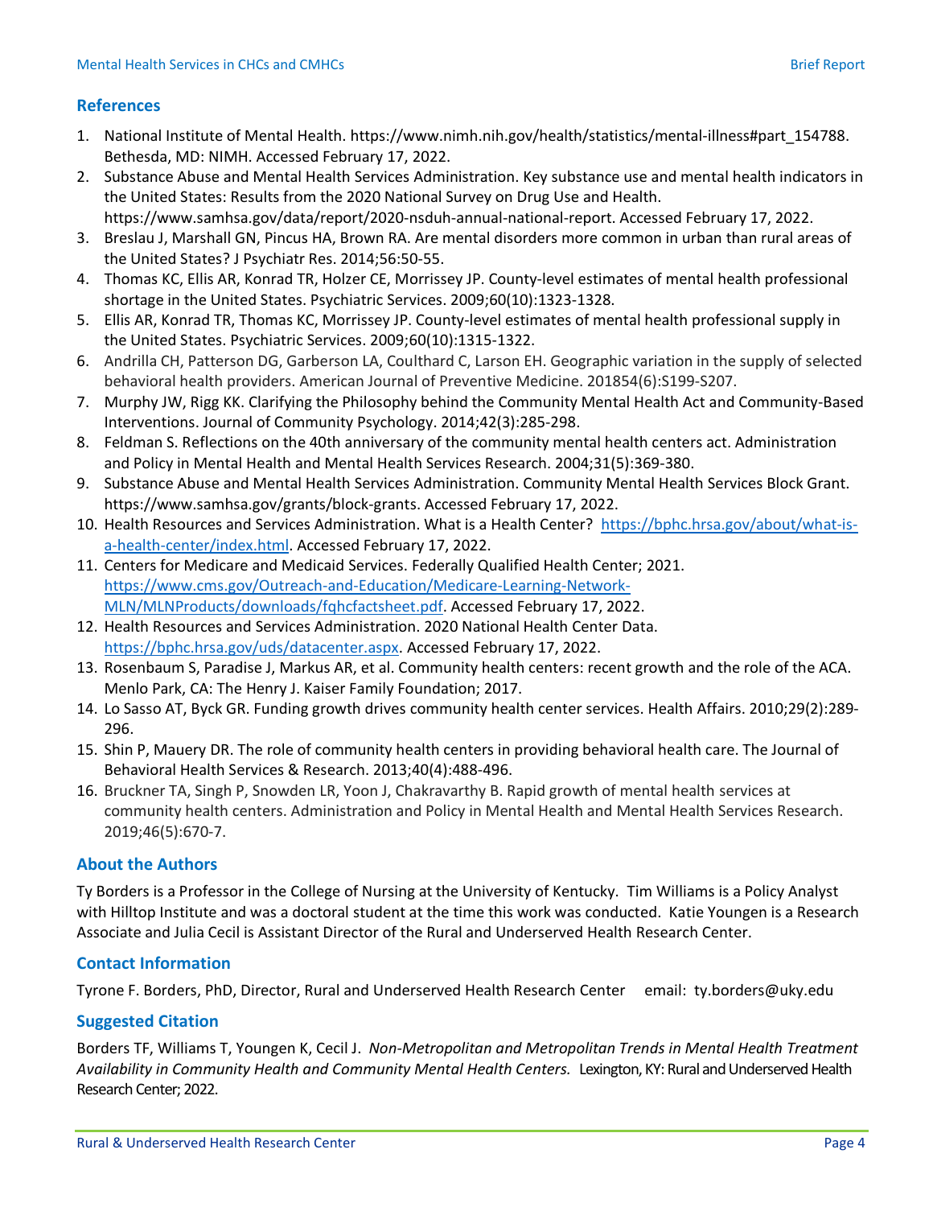## References

1. National Institute of Mental Health. https://www.nimh.nih.gov/health/statistics/mental-illness#part_154788. Bethesda, MD: NIMH. Accessed February 17, 2022.
2. Substance Abuse and Mental Health Services Administration. Key substance use and mental health indicators in the United States: Results from the 2020 National Survey on Drug Use and Health. https://www.samhsa.gov/data/report/2020-nsduh-annual-national-report. Accessed February 17, 2022.
3. Breslau J, Marshall GN, Pincus HA, Brown RA. Are mental disorders more common in urban than rural areas of the United States? J Psychiatr Res. 2014;56:50-55.
4. Thomas KC, Ellis AR, Konrad TR, Holzer CE, Morrissey JP. County-level estimates of mental health professional shortage in the United States. Psychiatric Services. 2009;60(10):1323-1328.
5. Ellis AR, Konrad TR, Thomas KC, Morrissey JP. County-level estimates of mental health professional supply in the United States. Psychiatric Services. 2009;60(10):1315-1322.
6. Andrilla CH, Patterson DG, Garberson LA, Coulthard C, Larson EH. Geographic variation in the supply of selected behavioral health providers. American Journal of Preventive Medicine. 201854(6):S199-S207.
7. Murphy JW, Rigg KK. Clarifying the Philosophy behind the Community Mental Health Act and Community-Based Interventions. Journal of Community Psychology. 2014;42(3):285-298.
8. Feldman S. Reflections on the 40th anniversary of the community mental health centers act. Administration and Policy in Mental Health and Mental Health Services Research. 2004;31(5):369-380.
9. Substance Abuse and Mental Health Services Administration. Community Mental Health Services Block Grant. https://www.samhsa.gov/grants/block-grants. Accessed February 17, 2022.
10. Health Resources and Services Administration. What is a Health Center? https://bphc.hrsa.gov/about/what-is-a-health-center/index.html. Accessed February 17, 2022.
11. Centers for Medicare and Medicaid Services. Federally Qualified Health Center; 2021. https://www.cms.gov/Outreach-and-Education/Medicare-Learning-Network-MLN/MLNProducts/downloads/fqhcfactsheet.pdf. Accessed February 17, 2022.
12. Health Resources and Services Administration. 2020 National Health Center Data. https://bphc.hrsa.gov/uds/datacenter.aspx. Accessed February 17, 2022.
13. Rosenbaum S, Paradise J, Markus AR, et al. Community health centers: recent growth and the role of the ACA. Menlo Park, CA: The Henry J. Kaiser Family Foundation; 2017.
14. Lo Sasso AT, Byck GR. Funding growth drives community health center services. Health Affairs. 2010;29(2):289-296.
15. Shin P, Mauery DR. The role of community health centers in providing behavioral health care. The Journal of Behavioral Health Services & Research. 2013;40(4):488-496.
16. Bruckner TA, Singh P, Snowden LR, Yoon J, Chakravarthy B. Rapid growth of mental health services at community health centers. Administration and Policy in Mental Health and Mental Health Services Research. 2019;46(5):670-7.

## About the Authors

Ty Borders is a Professor in the College of Nursing at the University of Kentucky. Tim Williams is a Policy Analyst with Hilltop Institute and was a doctoral student at the time this work was conducted. Katie Youngen is a Research Associate and Julia Cecil is Assistant Director of the Rural and Underserved Health Research Center.

## Contact Information

Tyrone F. Borders, PhD, Director, Rural and Underserved Health Research Center email: ty.borders@uky.edu

## Suggested Citation

Borders TF, Williams T, Youngen K, Cecil J. *Non-Metropolitan and Metropolitan Trends in Mental Health Treatment Availability in Community Health and Community Mental Health Centers.* Lexington, KY: Rural and Underserved Health Research Center; 2022.